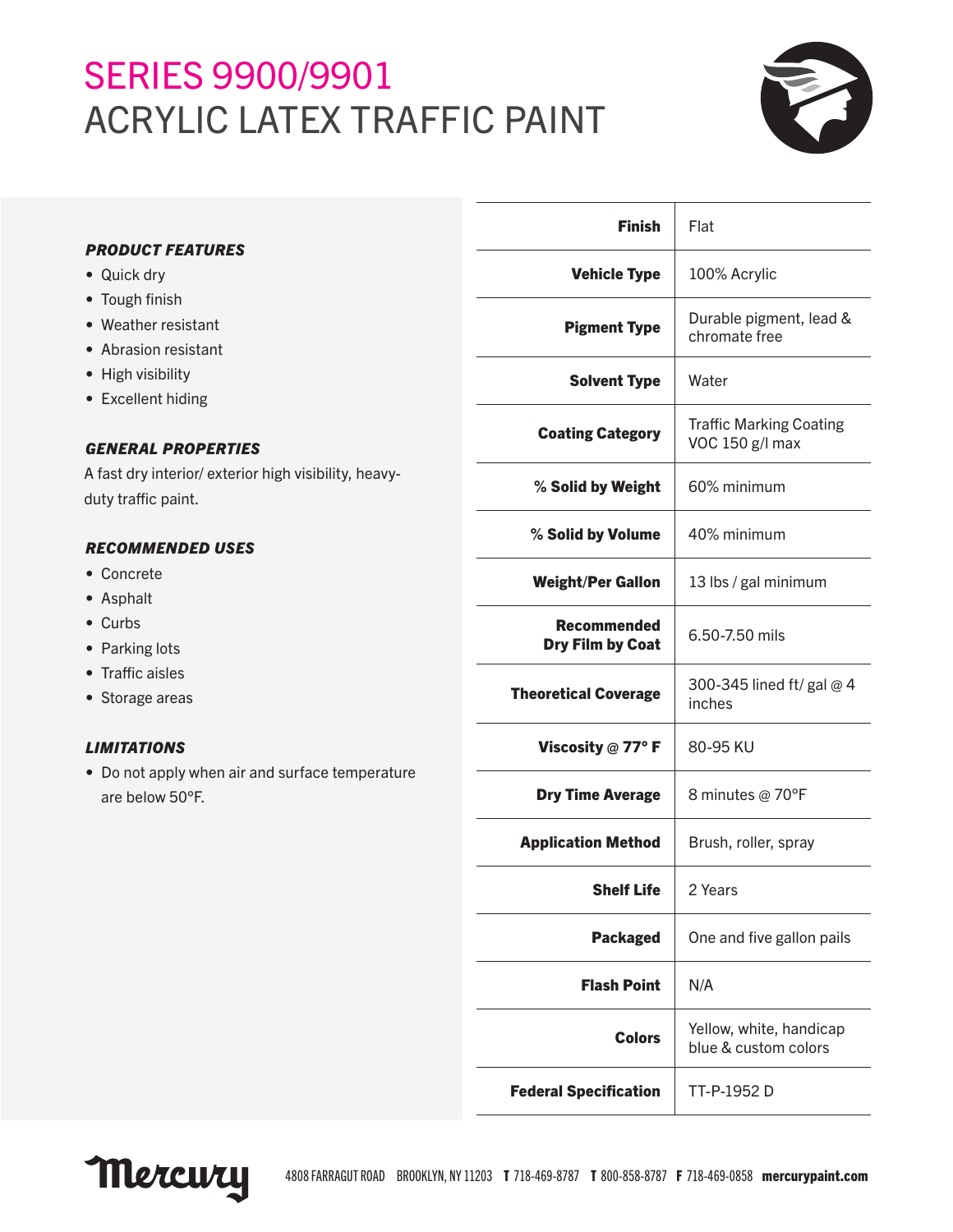# SERIES 9900/9901
# ACRYLIC LATEX TRAFFIC PAINT

### *PRODUCT FEATURES*

- Quick dry
- Tough finish
- Weather resistant
- Abrasion resistant
- High visibility
- Excellent hiding

### *GENERAL PROPERTIES*

A fast dry interior/ exterior high visibility, heavy-duty traffic paint.

### *RECOMMENDED USES*

- Concrete
- Asphalt
- Curbs
- Parking lots
- Traffic aisles
- Storage areas

### *LIMITATIONS*

- Do not apply when air and surface temperature are below 50°F.

| | |
|---|---|
| **Finish** | Flat |
| **Vehicle Type** | 100% Acrylic |
| **Pigment Type** | Durable pigment, lead & chromate free |
| **Solvent Type** | Water |
| **Coating Category** | Traffic Marking Coating VOC 150 g/l max |
| **% Solid by Weight** | 60% minimum |
| **% Solid by Volume** | 40% minimum |
| **Weight/Per Gallon** | 13 lbs / gal minimum |
| **Recommended Dry Film by Coat** | 6.50-7.50 mils |
| **Theoretical Coverage** | 300-345 lined ft/ gal @ 4 inches |
| **Viscosity @ 77° F** | 80-95 KU |
| **Dry Time Average** | 8 minutes @ 70°F |
| **Application Method** | Brush, roller, spray |
| **Shelf Life** | 2 Years |
| **Packaged** | One and five gallon pails |
| **Flash Point** | N/A |
| **Colors** | Yellow, white, handicap blue & custom colors |
| **Federal Specification** | TT-P-1952 D |

Mercury 4808 FARRAGUT ROAD BROOKLYN, NY 11203 **T** 718-469-8787 **T** 800-858-8787 **F** 718-469-0858 **mercurypaint.com**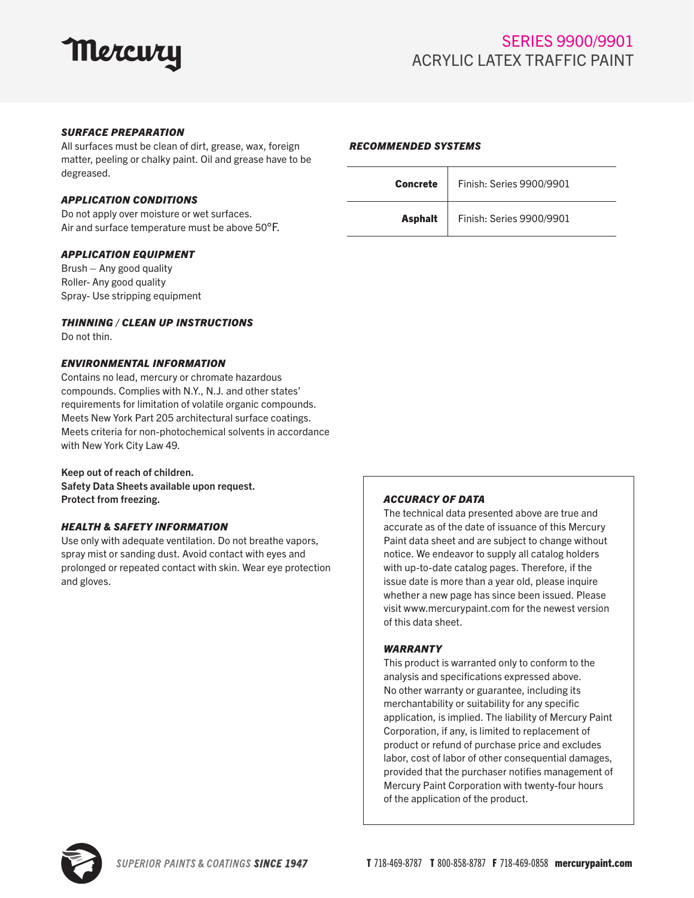# SERIES 9900/9901
## ACRYLIC LATEX TRAFFIC PAINT

### *SURFACE PREPARATION*
All surfaces must be clean of dirt, grease, wax, foreign matter, peeling or chalky paint. Oil and grease have to be degreased.

### *APPLICATION CONDITIONS*
Do not apply over moisture or wet surfaces.
Air and surface temperature must be above 50°F.

### *APPLICATION EQUIPMENT*
Brush – Any good quality
Roller- Any good quality
Spray- Use stripping equipment

### *THINNING / CLEAN UP INSTRUCTIONS*
Do not thin.

### *ENVIRONMENTAL INFORMATION*
Contains no lead, mercury or chromate hazardous compounds. Complies with N.Y., N.J. and other states' requirements for limitation of volatile organic compounds. Meets New York Part 205 architectural surface coatings. Meets criteria for non-photochemical solvents in accordance with New York City Law 49.

**Keep out of reach of children.**
**Safety Data Sheets available upon request.**
**Protect from freezing.**

### *HEALTH & SAFETY INFORMATION*
Use only with adequate ventilation. Do not breathe vapors, spray mist or sanding dust. Avoid contact with eyes and prolonged or repeated contact with skin. Wear eye protection and gloves.

### *RECOMMENDED SYSTEMS*

| | |
|---|---|
| **Concrete** | Finish: Series 9900/9901 |
| **Asphalt** | Finish: Series 9900/9901 |

### *ACCURACY OF DATA*
The technical data presented above are true and accurate as of the date of issuance of this Mercury Paint data sheet and are subject to change without notice. We endeavor to supply all catalog holders with up-to-date catalog pages. Therefore, if the issue date is more than a year old, please inquire whether a new page has since been issued. Please visit www.mercurypaint.com for the newest version of this data sheet.

### *WARRANTY*
This product is warranted only to conform to the analysis and specifications expressed above. No other warranty or guarantee, including its merchantability or suitability for any specific application, is implied. The liability of Mercury Paint Corporation, if any, is limited to replacement of product or refund of purchase price and excludes labor, cost of labor of other consequential damages, provided that the purchaser notifies management of Mercury Paint Corporation with twenty-four hours of the application of the product.